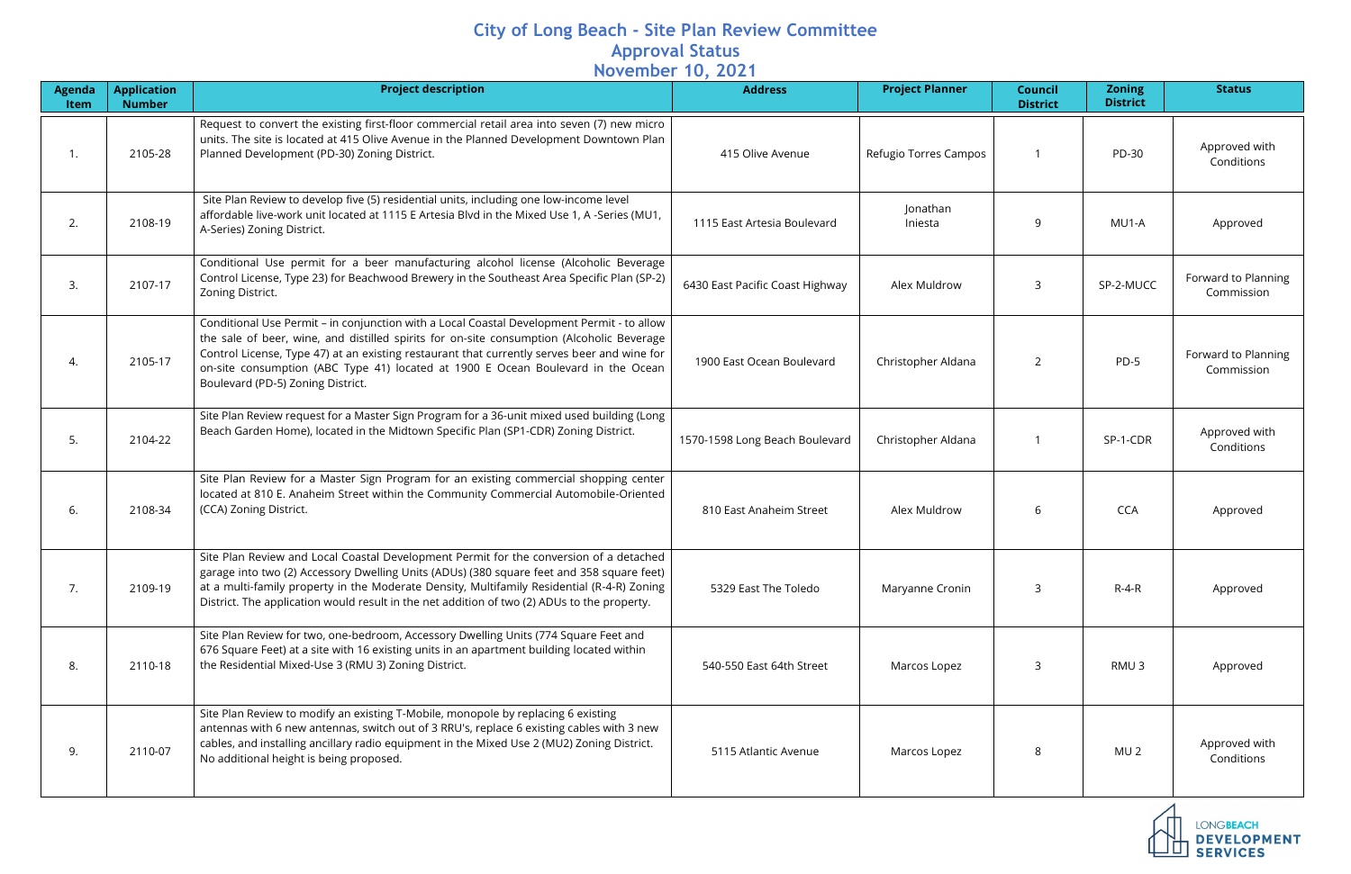# City of Long Beach - Site Plan Review Committee
## Approval Status
## November 10, 2021

| Agenda Item | Application Number | Project description | Address | Project Planner | Council District | Zoning District | Status |
|---|---|---|---|---|---|---|---|
| 1. | 2105-28 | Request to convert the existing first-floor commercial retail area into seven (7) new micro units. The site is located at 415 Olive Avenue in the Planned Development Downtown Plan Planned Development (PD-30) Zoning District. | 415 Olive Avenue | Refugio Torres Campos | 1 | PD-30 | Approved with Conditions |
| 2. | 2108-19 | Site Plan Review to develop five (5) residential units, including one low-income level affordable live-work unit located at 1115 E Artesia Blvd in the Mixed Use 1, A -Series (MU1, A-Series) Zoning District. | 1115 East Artesia Boulevard | Jonathan Iniesta | 9 | MU1-A | Approved |
| 3. | 2107-17 | Conditional Use permit for a beer manufacturing alcohol license (Alcoholic Beverage Control License, Type 23) for Beachwood Brewery in the Southeast Area Specific Plan (SP-2) Zoning District. | 6430 East Pacific Coast Highway | Alex Muldrow | 3 | SP-2-MUCC | Forward to Planning Commission |
| 4. | 2105-17 | Conditional Use Permit – in conjunction with a Local Coastal Development Permit - to allow the sale of beer, wine, and distilled spirits for on-site consumption (Alcoholic Beverage Control License, Type 47) at an existing restaurant that currently serves beer and wine for on-site consumption (ABC Type 41) located at 1900 E Ocean Boulevard in the Ocean Boulevard (PD-5) Zoning District. | 1900 East Ocean Boulevard | Christopher Aldana | 2 | PD-5 | Forward to Planning Commission |
| 5. | 2104-22 | Site Plan Review request for a Master Sign Program for a 36-unit mixed used building (Long Beach Garden Home), located in the Midtown Specific Plan (SP1-CDR) Zoning District. | 1570-1598 Long Beach Boulevard | Christopher Aldana | 1 | SP-1-CDR | Approved with Conditions |
| 6. | 2108-34 | Site Plan Review for a Master Sign Program for an existing commercial shopping center located at 810 E. Anaheim Street within the Community Commercial Automobile-Oriented (CCA) Zoning District. | 810 East Anaheim Street | Alex Muldrow | 6 | CCA | Approved |
| 7. | 2109-19 | Site Plan Review and Local Coastal Development Permit for the conversion of a detached garage into two (2) Accessory Dwelling Units (ADUs) (380 square feet and 358 square feet) at a multi-family property in the Moderate Density, Multifamily Residential (R-4-R) Zoning District. The application would result in the net addition of two (2) ADUs to the property. | 5329 East The Toledo | Maryanne Cronin | 3 | R-4-R | Approved |
| 8. | 2110-18 | Site Plan Review for two, one-bedroom, Accessory Dwelling Units (774 Square Feet and 676 Square Feet) at a site with 16 existing units in an apartment building located within the Residential Mixed-Use 3 (RMU 3) Zoning District. | 540-550 East 64th Street | Marcos Lopez | 3 | RMU 3 | Approved |
| 9. | 2110-07 | Site Plan Review to modify an existing T-Mobile, monopole by replacing 6 existing antennas with 6 new antennas, switch out of 3 RRU's, replace 6 existing cables with 3 new cables, and installing ancillary radio equipment in the Mixed Use 2 (MU2) Zoning District. No additional height is being proposed. | 5115 Atlantic Avenue | Marcos Lopez | 8 | MU 2 | Approved with Conditions |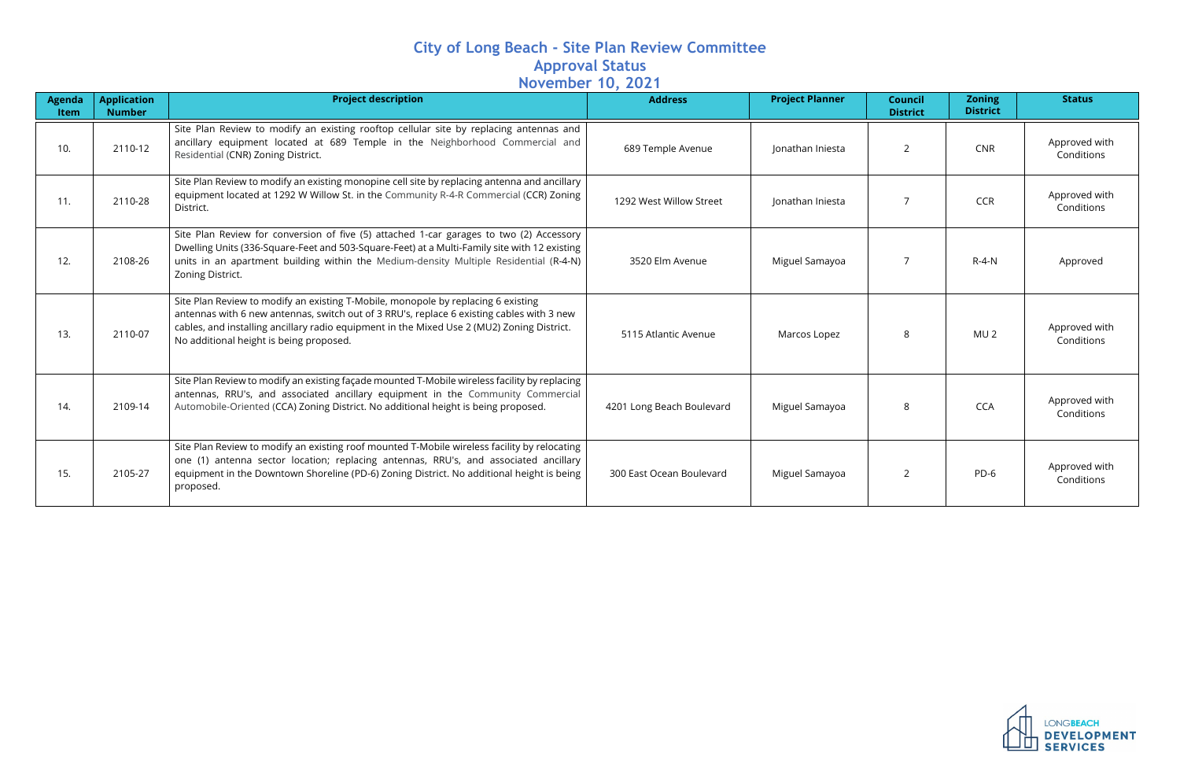# City of Long Beach - Site Plan Review Committee
## Approval Status
## November 10, 2021

| Agenda Item | Application Number | Project description | Address | Project Planner | Council District | Zoning District | Status |
|---|---|---|---|---|---|---|---|
| 10. | 2110-12 | Site Plan Review to modify an existing rooftop cellular site by replacing antennas and ancillary equipment located at 689 Temple in the Neighborhood Commercial and Residential (CNR) Zoning District. | 689 Temple Avenue | Jonathan Iniesta | 2 | CNR | Approved with Conditions |
| 11. | 2110-28 | Site Plan Review to modify an existing monopine cell site by replacing antenna and ancillary equipment located at 1292 W Willow St. in the Community R-4-R Commercial (CCR) Zoning District. | 1292 West Willow Street | Jonathan Iniesta | 7 | CCR | Approved with Conditions |
| 12. | 2108-26 | Site Plan Review for conversion of five (5) attached 1-car garages to two (2) Accessory Dwelling Units (336-Square-Feet and 503-Square-Feet) at a Multi-Family site with 12 existing units in an apartment building within the Medium-density Multiple Residential (R-4-N) Zoning District. | 3520 Elm Avenue | Miguel Samayoa | 7 | R-4-N | Approved |
| 13. | 2110-07 | Site Plan Review to modify an existing T-Mobile, monopole by replacing 6 existing antennas with 6 new antennas, switch out of 3 RRU's, replace 6 existing cables with 3 new cables, and installing ancillary radio equipment in the Mixed Use 2 (MU2) Zoning District. No additional height is being proposed. | 5115 Atlantic Avenue | Marcos Lopez | 8 | MU 2 | Approved with Conditions |
| 14. | 2109-14 | Site Plan Review to modify an existing façade mounted T-Mobile wireless facility by replacing antennas, RRU's, and associated ancillary equipment in the Community Commercial Automobile-Oriented (CCA) Zoning District. No additional height is being proposed. | 4201 Long Beach Boulevard | Miguel Samayoa | 8 | CCA | Approved with Conditions |
| 15. | 2105-27 | Site Plan Review to modify an existing roof mounted T-Mobile wireless facility by relocating one (1) antenna sector location; replacing antennas, RRU's, and associated ancillary equipment in the Downtown Shoreline (PD-6) Zoning District. No additional height is being proposed. | 300 East Ocean Boulevard | Miguel Samayoa | 2 | PD-6 | Approved with Conditions |

LONGBEACH DEVELOPMENT SERVICES